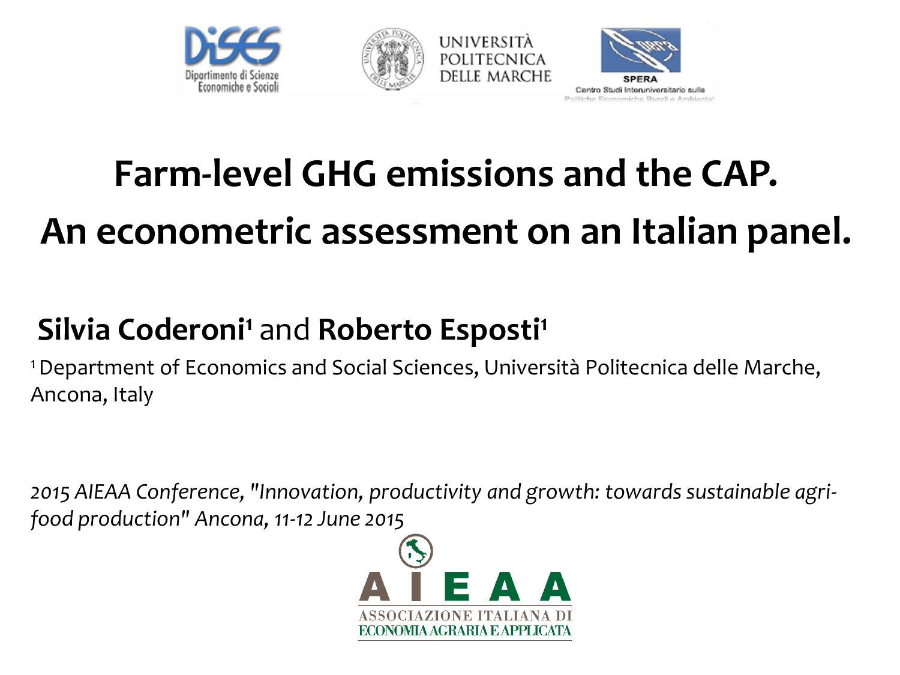# Farm-level GHG emissions and the CAP.
# An econometric assessment on an Italian panel.

**Silvia Coderoni**[1] and **Roberto Esposti**[1]

[1] Department of Economics and Social Sciences, Università Politecnica delle Marche, Ancona, Italy

*2015 AIEAA Conference, "Innovation, productivity and growth: towards sustainable agri-food production" Ancona, 11-12 June 2015*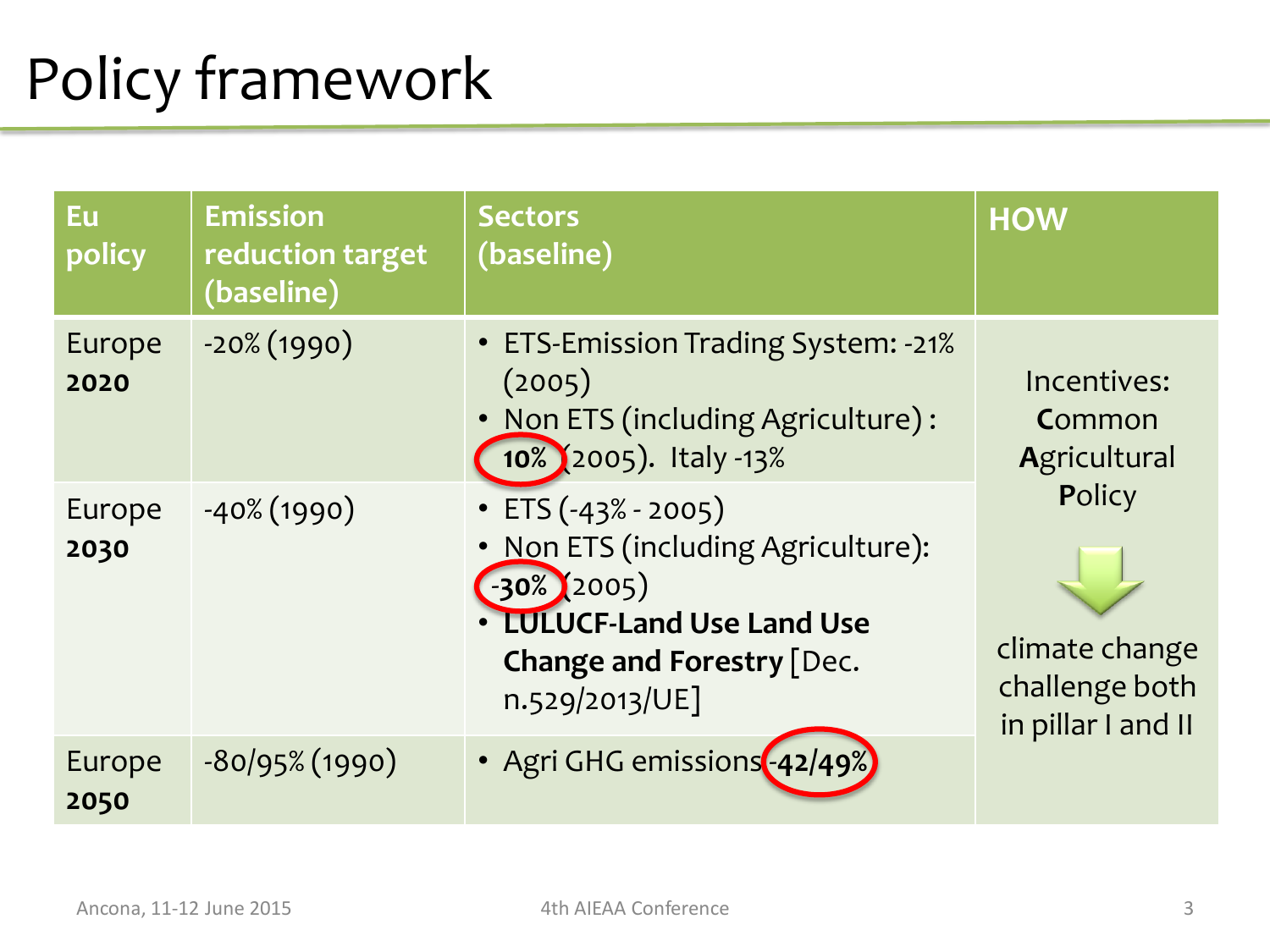# Policy framework

| Eu policy | Emission reduction target (baseline) | Sectors (baseline) | HOW |
|---|---|---|---|
| Europe **2020** | -20% (1990) | • ETS-Emission Trading System: -21% (2005)<br>• Non ETS (including Agriculture) : **10%** (2005). Italy -13% | Incentives: **C**ommon **A**gricultural **P**olicy<br>↓<br>climate change challenge both in pillar I and II |
| Europe **2030** | -40% (1990) | • ETS (-43% - 2005)<br>• Non ETS (including Agriculture): -**30%** (2005)<br>• **LULUCF-Land Use Land Use Change and Forestry** [Dec. n.529/2013/UE] | |
| Europe **2050** | -80/95% (1990) | • Agri GHG emissions **-42/49%** | |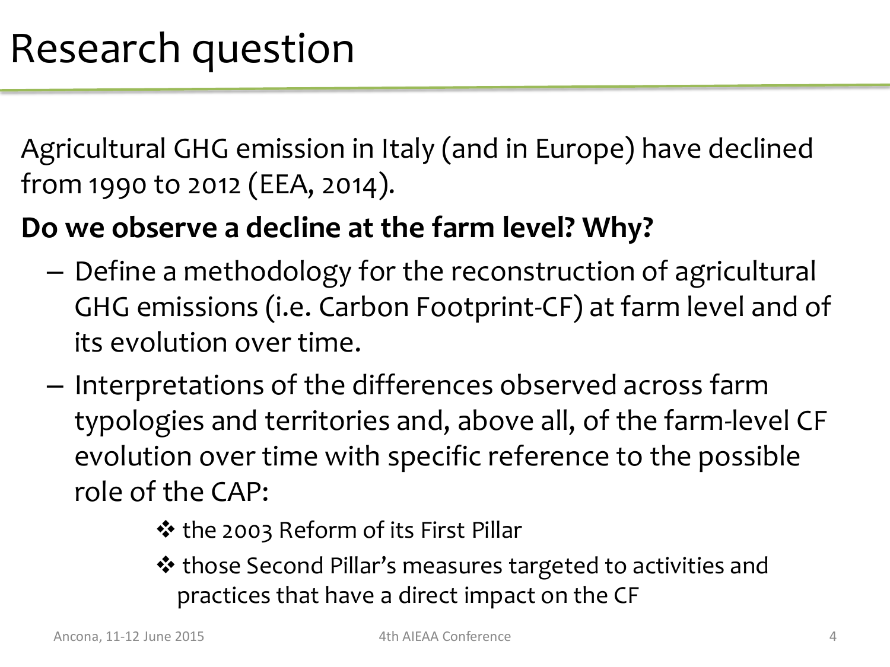# Research question

Agricultural GHG emission in Italy (and in Europe) have declined from 1990 to 2012 (EEA, 2014).

**Do we observe a decline at the farm level? Why?**

- Define a methodology for the reconstruction of agricultural GHG emissions (i.e. Carbon Footprint-CF) at farm level and of its evolution over time.
- Interpretations of the differences observed across farm typologies and territories and, above all, of the farm-level CF evolution over time with specific reference to the possible role of the CAP:
    - ❖ the 2003 Reform of its First Pillar
    - ❖ those Second Pillar's measures targeted to activities and practices that have a direct impact on the CF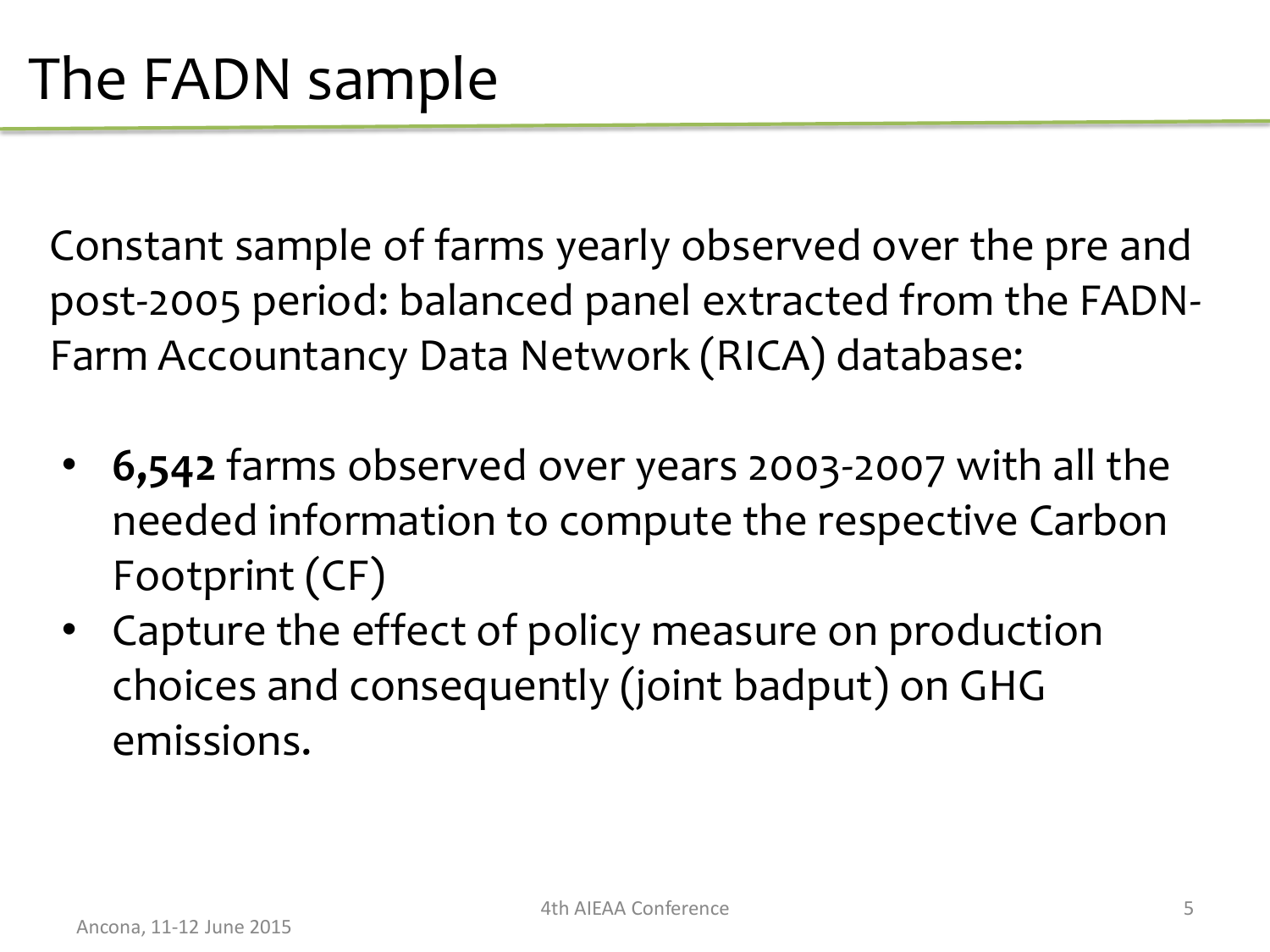# The FADN sample

Constant sample of farms yearly observed over the pre and post-2005 period: balanced panel extracted from the FADN-Farm Accountancy Data Network (RICA) database:

- **6,542** farms observed over years 2003-2007 with all the needed information to compute the respective Carbon Footprint (CF)
- Capture the effect of policy measure on production choices and consequently (joint badput) on GHG emissions.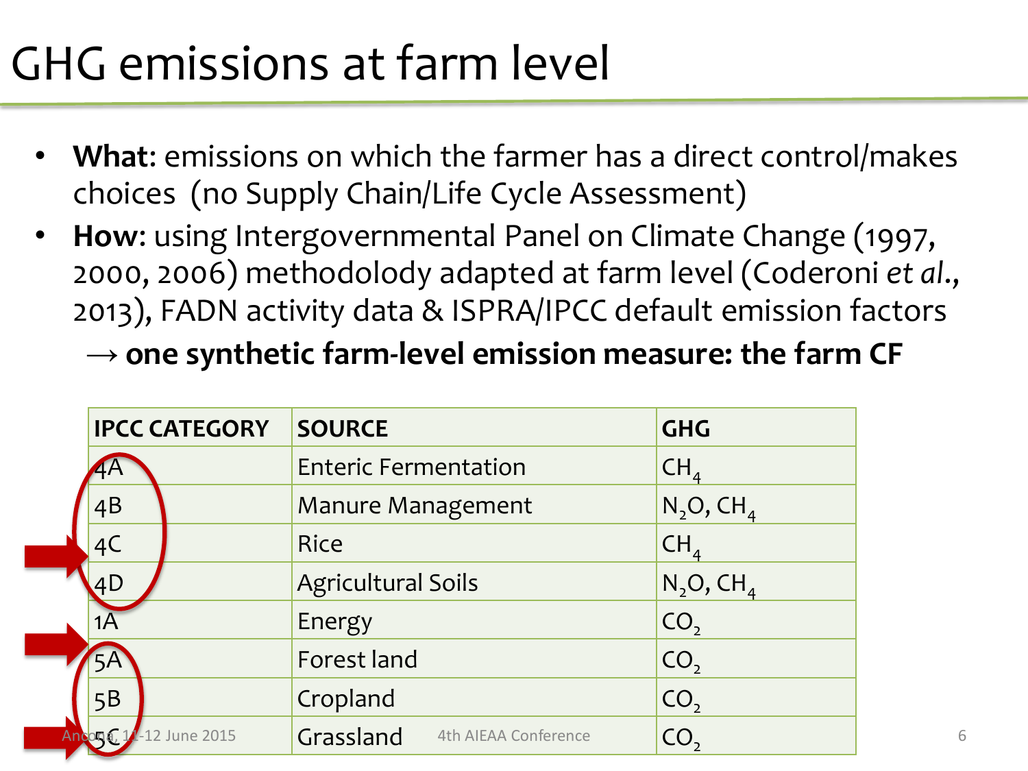# GHG emissions at farm level

- **What:** emissions on which the farmer has a direct control/makes choices (no Supply Chain/Life Cycle Assessment)
- **How:** using Intergovernmental Panel on Climate Change (1997, 2000, 2006) methodolody adapted at farm level (Coderoni *et al.*, 2013), FADN activity data & ISPRA/IPCC default emission factors
  → **one synthetic farm-level emission measure: the farm CF**

| IPCC CATEGORY | SOURCE | GHG |
|---|---|---|
| 4A | Enteric Fermentation | $CH_4$ |
| 4B | Manure Management | $N_2O$, $CH_4$ |
| 4C | Rice | $CH_4$ |
| 4D | Agricultural Soils | $N_2O$, $CH_4$ |
| 1A | Energy | $CO_2$ |
| 5A | Forest land | $CO_2$ |
| 5B | Cropland | $CO_2$ |
| 5C | Grassland | $CO_2$ |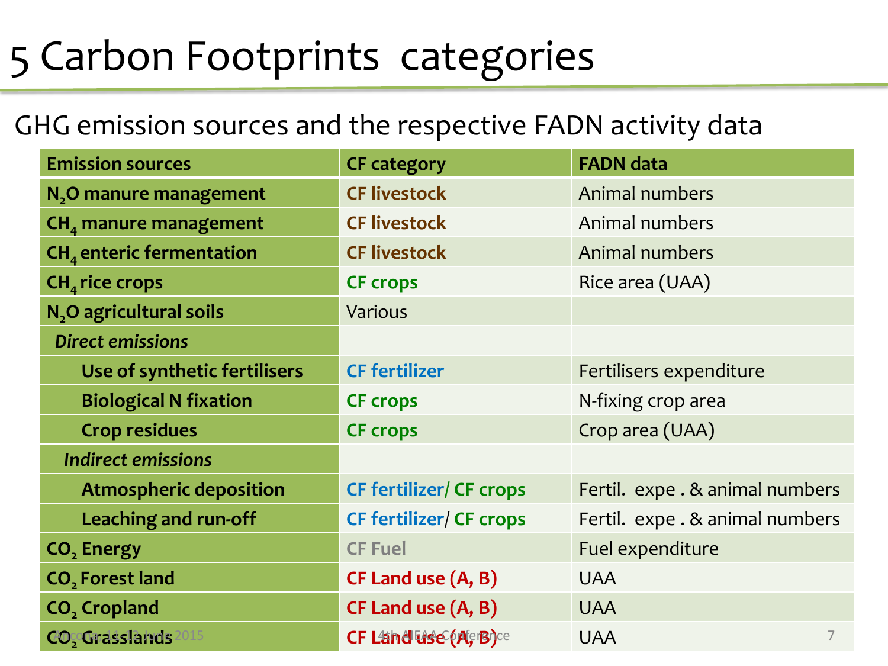# 5 Carbon Footprints categories

## GHG emission sources and the respective FADN activity data

| Emission sources | CF category | FADN data |
|---|---|---|
| **$N_2O$ manure management** | **CF livestock** | Animal numbers |
| **$CH_4$ manure management** | **CF livestock** | Animal numbers |
| **$CH_4$ enteric fermentation** | **CF livestock** | Animal numbers |
| **$CH_4$ rice crops** | **CF crops** | Rice area (UAA) |
| **$N_2O$ agricultural soils** | Various | |
| ***Direct emissions*** | | |
| **Use of synthetic fertilisers** | **CF fertilizer** | Fertilisers expenditure |
| **Biological N fixation** | **CF crops** | N-fixing crop area |
| **Crop residues** | **CF crops** | Crop area (UAA) |
| ***Indirect emissions*** | | |
| **Atmospheric deposition** | **CF fertilizer/ CF crops** | Fertil. expe . & animal numbers |
| **Leaching and run-off** | **CF fertilizer/ CF crops** | Fertil. expe . & animal numbers |
| **$CO_2$ Energy** | **CF Fuel** | Fuel expenditure |
| **$CO_2$ Forest land** | **CF Land use (A, B)** | UAA |
| **$CO_2$ Cropland** | **CF Land use (A, B)** | UAA |
| **$CO_2$ Grasslands** | **CF Land use (A, B)** | UAA |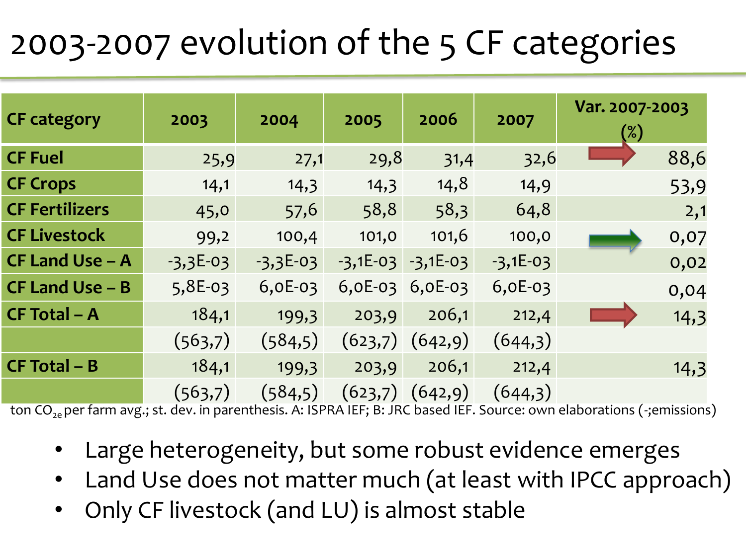# 2003-2007 evolution of the 5 CF categories

| CF category | 2003 | 2004 | 2005 | 2006 | 2007 | Var. 2007-2003 (%) |
|---|---|---|---|---|---|---|
| CF Fuel | 25,9 | 27,1 | 29,8 | 31,4 | 32,6 | 88,6 |
| CF Crops | 14,1 | 14,3 | 14,3 | 14,8 | 14,9 | 53,9 |
| CF Fertilizers | 45,0 | 57,6 | 58,8 | 58,3 | 64,8 | 2,1 |
| CF Livestock | 99,2 | 100,4 | 101,0 | 101,6 | 100,0 | 0,07 |
| CF Land Use – A | -3,3E-03 | -3,3E-03 | -3,1E-03 | -3,1E-03 | -3,1E-03 | 0,02 |
| CF Land Use – B | 5,8E-03 | 6,0E-03 | 6,0E-03 | 6,0E-03 | 6,0E-03 | 0,04 |
| CF Total – A | 184,1 | 199,3 | 203,9 | 206,1 | 212,4 | 14,3 |
| | (563,7) | (584,5) | (623,7) | (642,9) | (644,3) | |
| CF Total – B | 184,1 | 199,3 | 203,9 | 206,1 | 212,4 | 14,3 |
| | (563,7) | (584,5) | (623,7) | (642,9) | (644,3) | |

ton $CO_{2e}$ per farm avg.; st. dev. in parenthesis. A: ISPRA IEF; B: JRC based IEF. Source: own elaborations (-;emissions)

- Large heterogeneity, but some robust evidence emerges
- Land Use does not matter much (at least with IPCC approach)
- Only CF livestock (and LU) is almost stable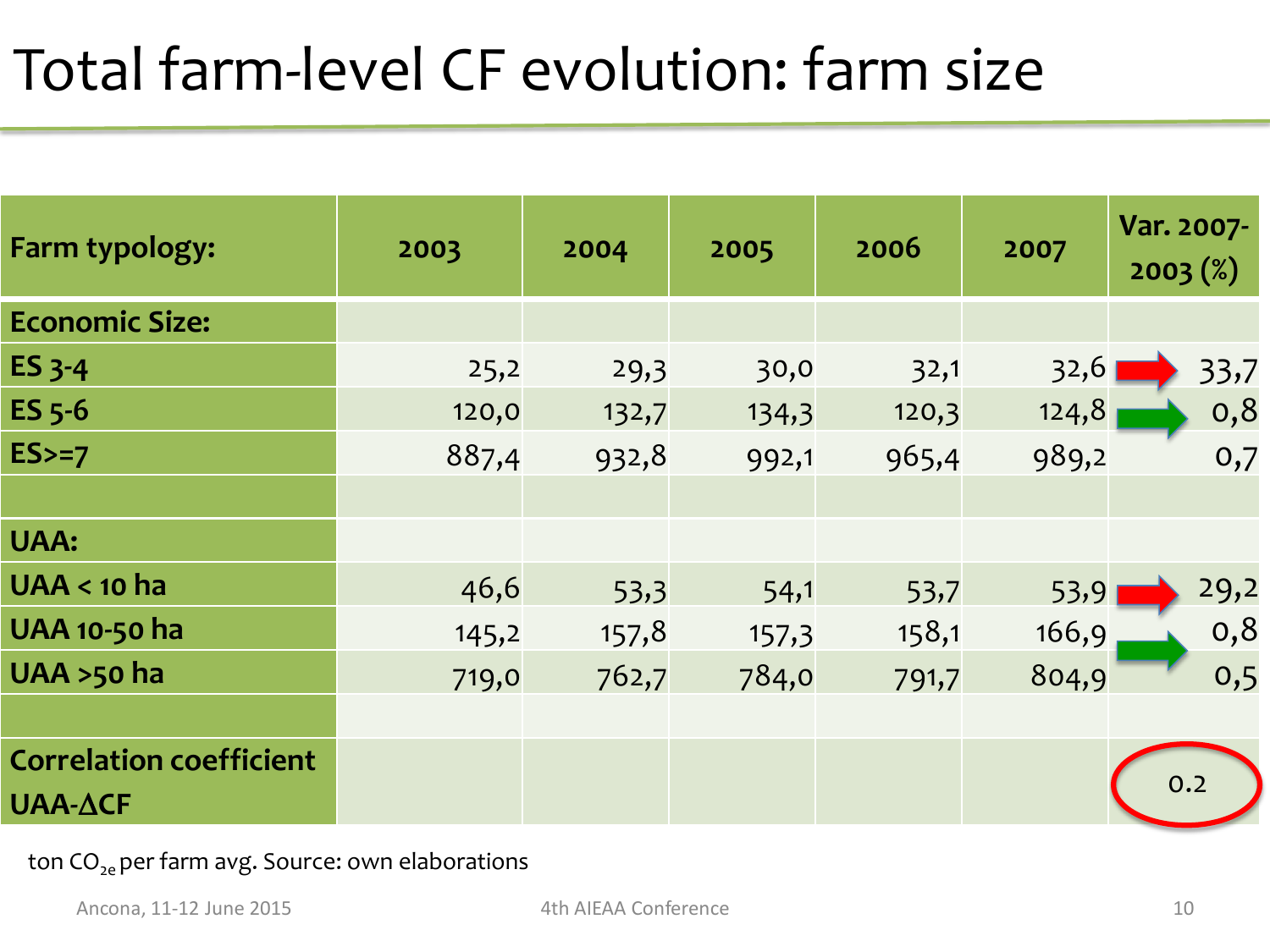# Total farm-level CF evolution: farm size

| Farm typology: | 2003 | 2004 | 2005 | 2006 | 2007 | Var. 2007-2003 (%) |
|---|---|---|---|---|---|---|
| **Economic Size:** | | | | | | |
| **ES 3-4** | 25,2 | 29,3 | 30,0 | 32,1 | 32,6 | 33,7 |
| **ES 5-6** | 120,0 | 132,7 | 134,3 | 120,3 | 124,8 | 0,8 |
| **ES>=7** | 887,4 | 932,8 | 992,1 | 965,4 | 989,2 | 0,7 |
| | | | | | | |
| **UAA:** | | | | | | |
| **UAA < 10 ha** | 46,6 | 53,3 | 54,1 | 53,7 | 53,9 | 29,2 |
| **UAA 10-50 ha** | 145,2 | 157,8 | 157,3 | 158,1 | 166,9 | 0,8 |
| **UAA >50 ha** | 719,0 | 762,7 | 784,0 | 791,7 | 804,9 | 0,5 |
| | | | | | | |
| **Correlation coefficient UAA-$\Delta$CF** | | | | | | 0.2 |

ton $CO_{2e}$ per farm avg. Source: own elaborations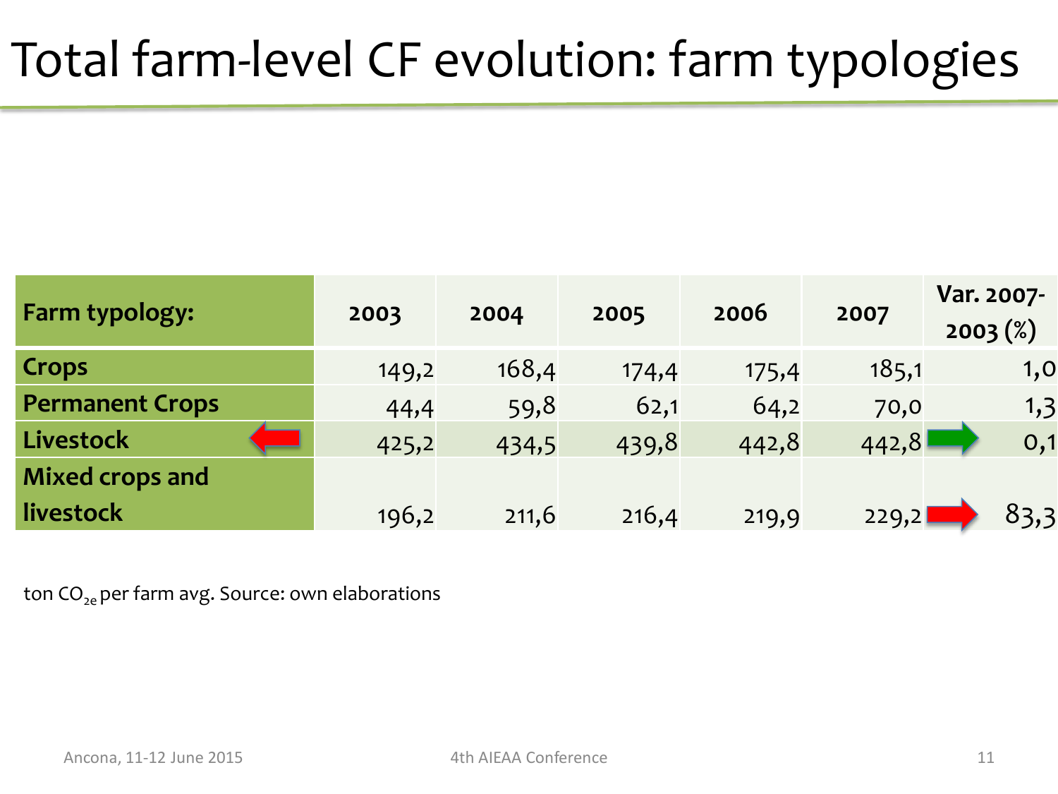# Total farm-level CF evolution: farm typologies

| Farm typology: | 2003 | 2004 | 2005 | 2006 | 2007 | Var. 2007-2003 (%) |
|---|---|---|---|---|---|---|
| **Crops** | 149,2 | 168,4 | 174,4 | 175,4 | 185,1 | 1,0 |
| **Permanent Crops** | 44,4 | 59,8 | 62,1 | 64,2 | 70,0 | 1,3 |
| **Livestock** | 425,2 | 434,5 | 439,8 | 442,8 | 442,8 | 0,1 |
| **Mixed crops and livestock** | 196,2 | 211,6 | 216,4 | 219,9 | 229,2 | 83,3 |

ton $CO_{2e}$ per farm avg. Source: own elaborations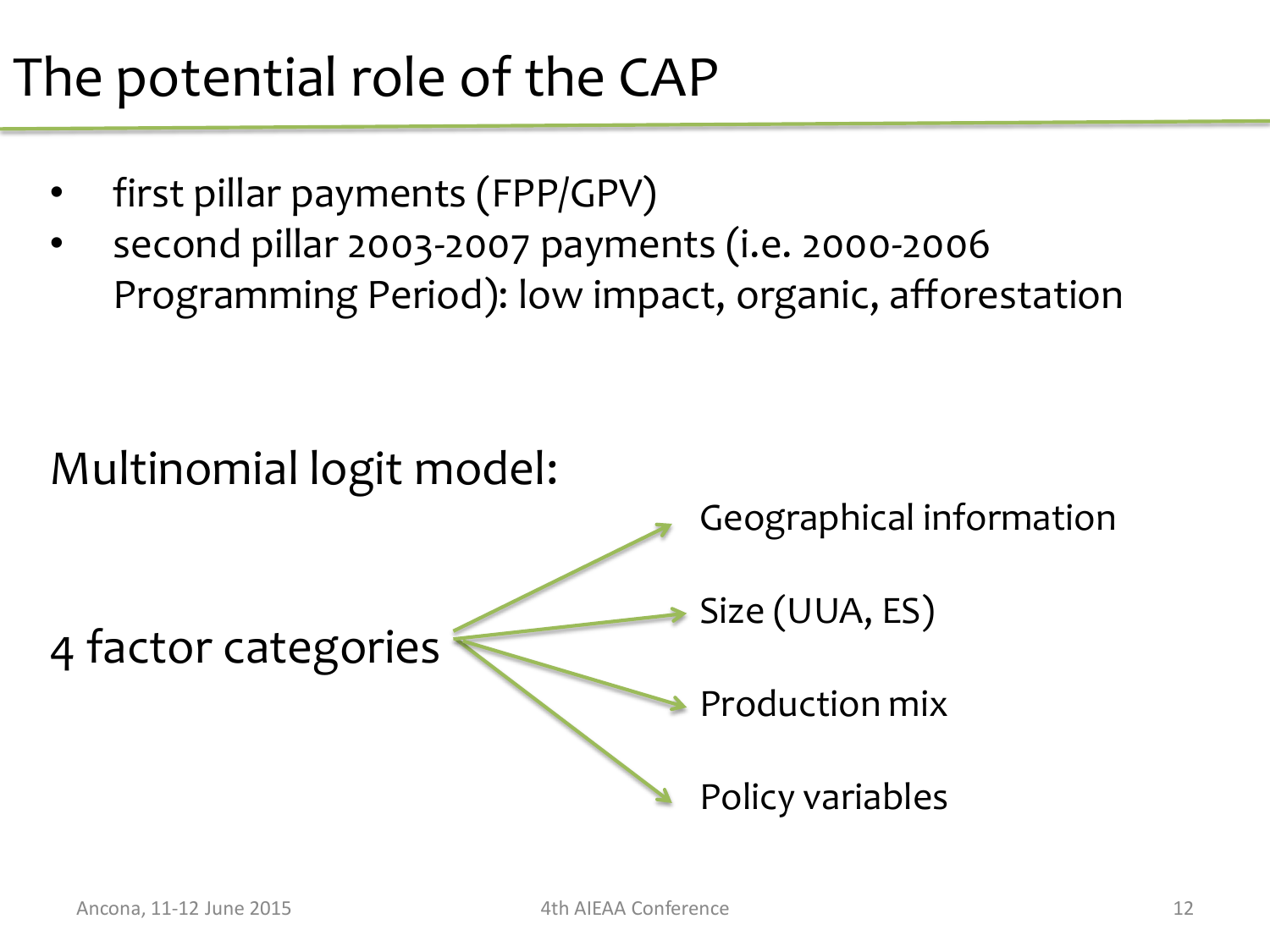# The potential role of the CAP

- first pillar payments (FPP/GPV)
- second pillar 2003-2007 payments (i.e. 2000-2006 Programming Period): low impact, organic, afforestation

Multinomial logit model:

4 factor categories

- Geographical information
- Size (UUA, ES)
- Production mix
- Policy variables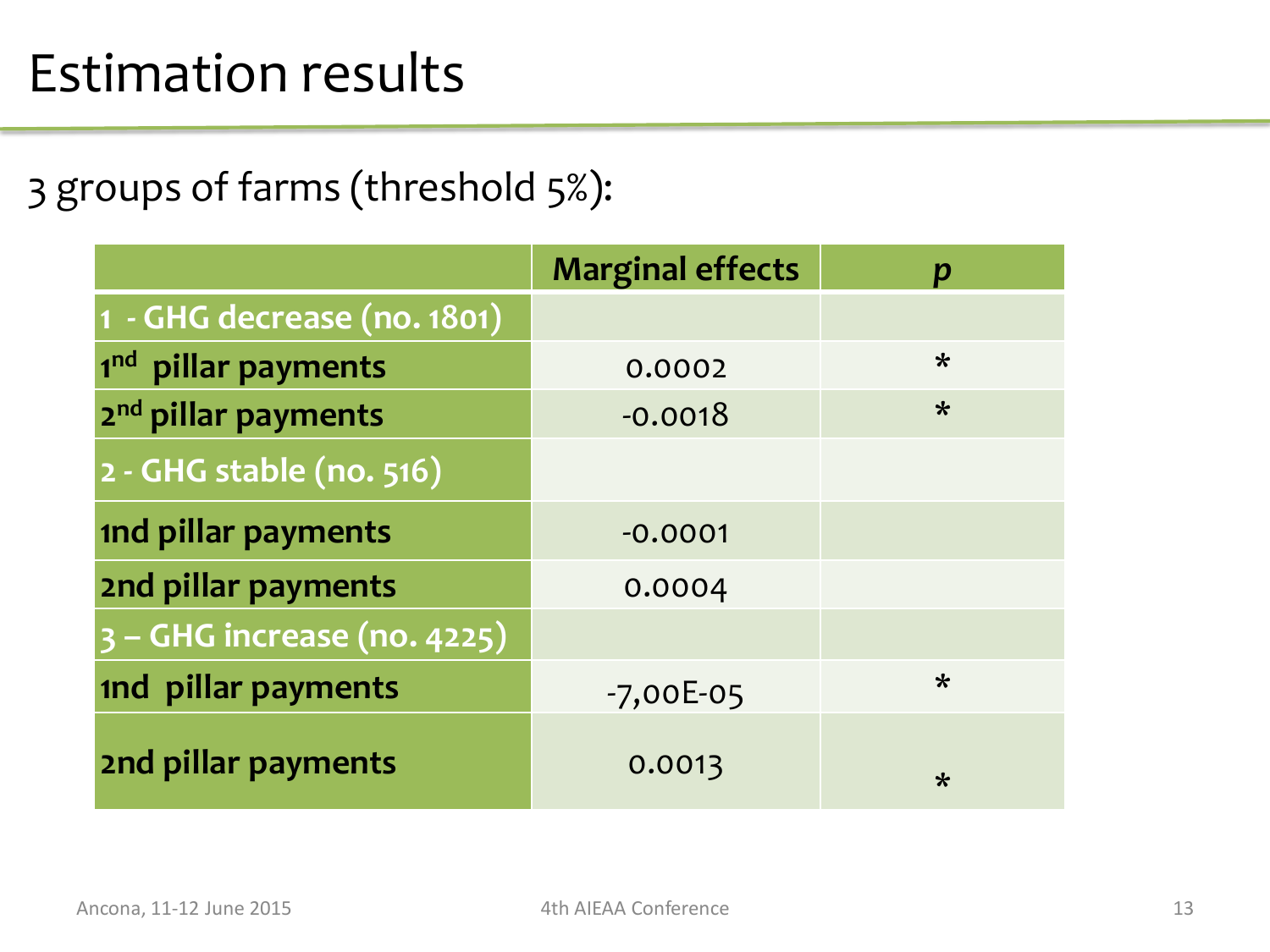# Estimation results

3 groups of farms (threshold 5%):

| | Marginal effects | *p* |
|---|---|---|
| **1 - GHG decrease (no. 1801)** | | |
| **1st pillar payments** | 0.0002 | * |
| **2nd pillar payments** | -0.0018 | * |
| **2 - GHG stable (no. 516)** | | |
| **1nd pillar payments** | -0.0001 | |
| **2nd pillar payments** | 0.0004 | |
| **3 – GHG increase (no. 4225)** | | |
| **1nd pillar payments** | -7,00E-05 | * |
| **2nd pillar payments** | 0.0013 | * |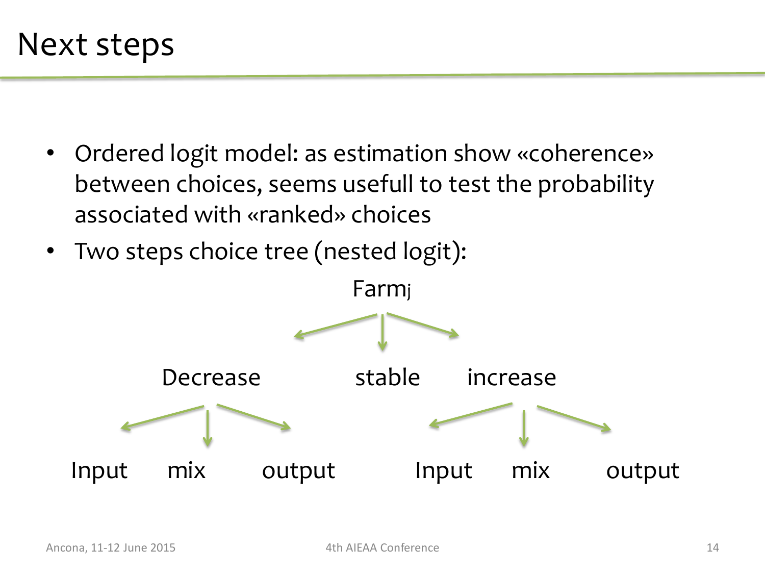# Next steps

- Ordered logit model: as estimation show «coherence» between choices, seems usefull to test the probability associated with «ranked» choices
- Two steps choice tree (nested logit):

Farm$_j$

Decrease stable increase

Input mix output Input mix output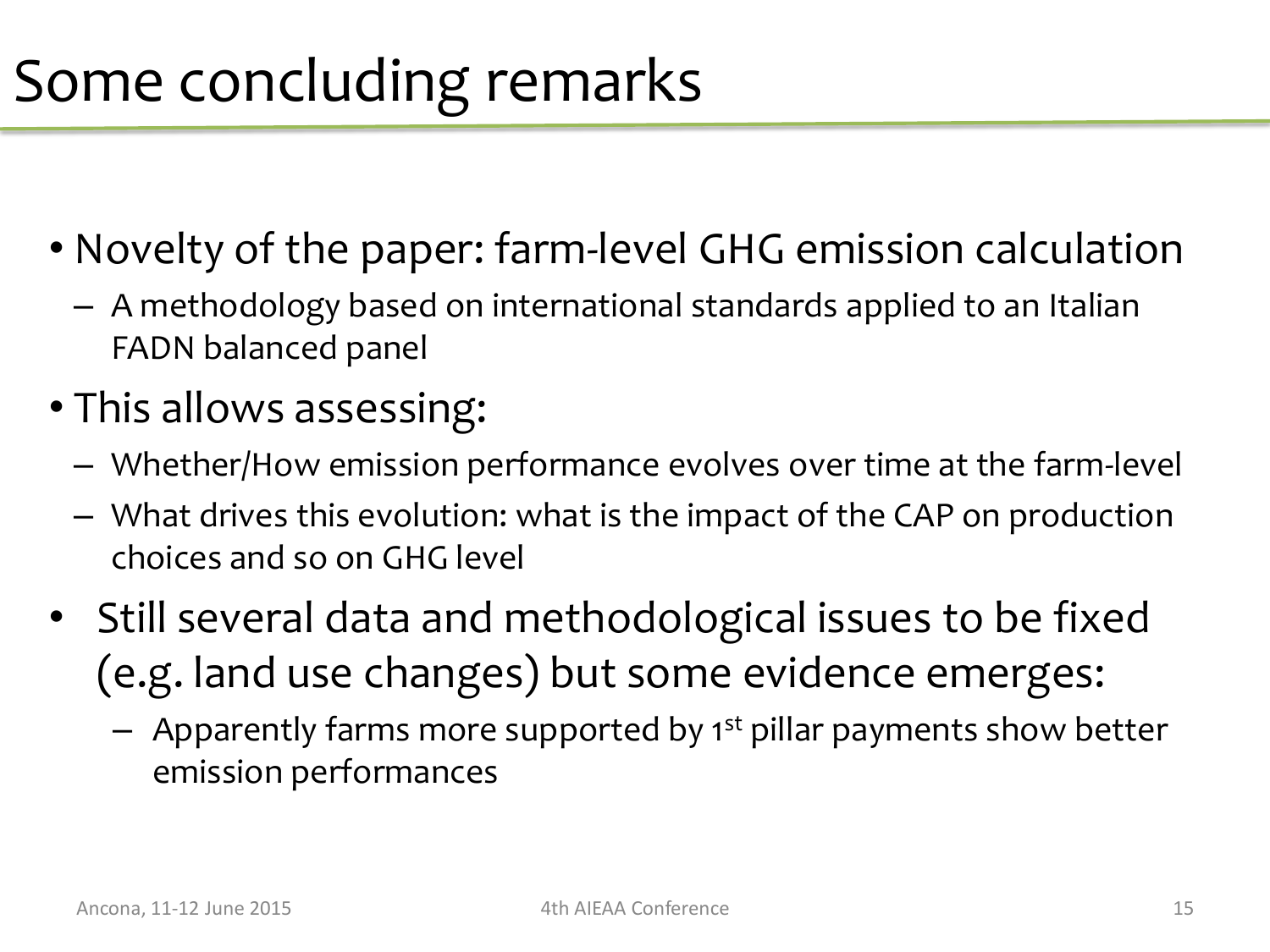# Some concluding remarks

- Novelty of the paper: farm-level GHG emission calculation
  - A methodology based on international standards applied to an Italian FADN balanced panel
- This allows assessing:
  - Whether/How emission performance evolves over time at the farm-level
  - What drives this evolution: what is the impact of the CAP on production choices and so on GHG level
- Still several data and methodological issues to be fixed (e.g. land use changes) but some evidence emerges:
  - Apparently farms more supported by 1st pillar payments show better emission performances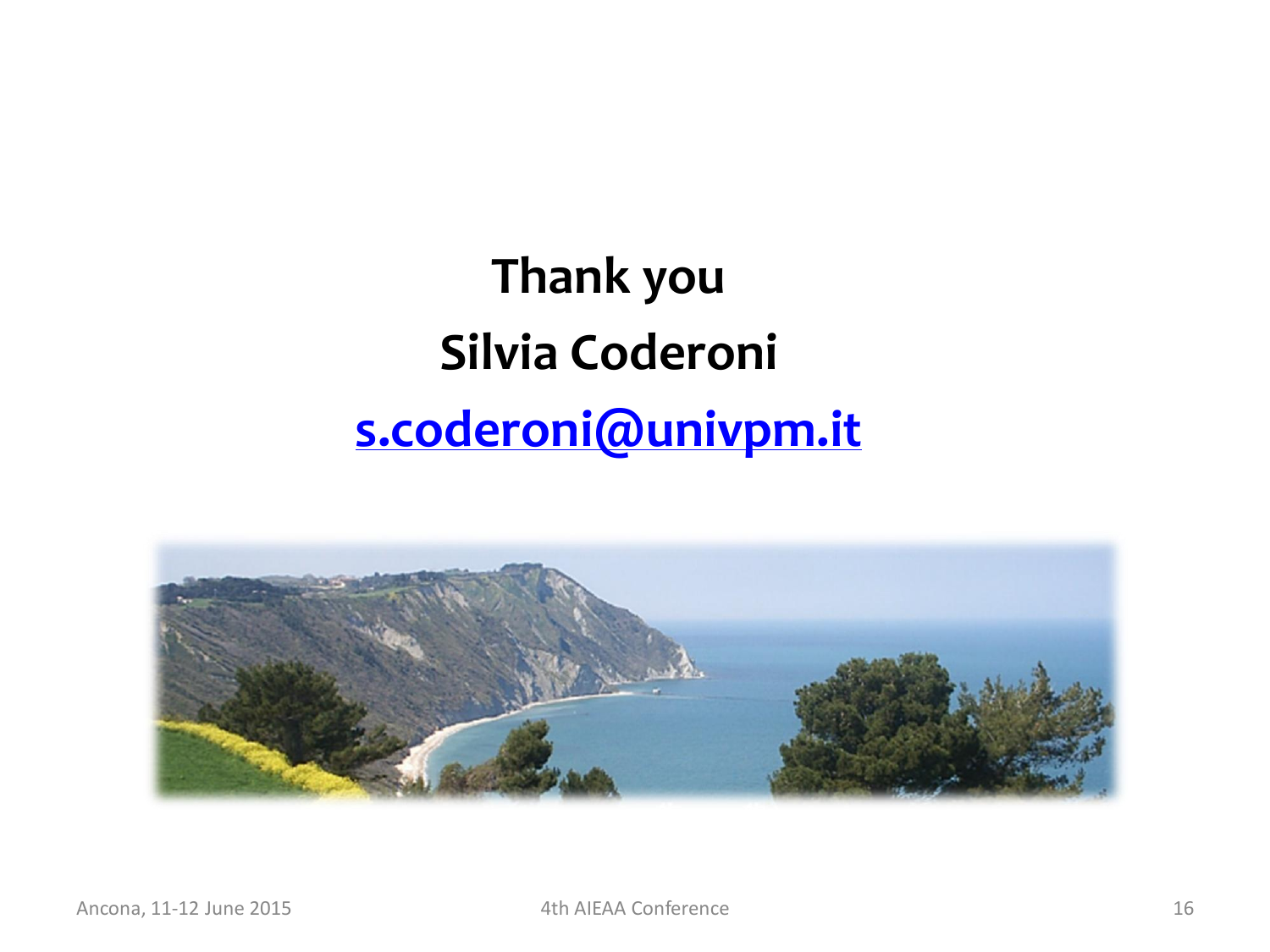**Thank you**

**Silvia Coderoni**

**[s.coderoni@univpm.it](mailto:s.coderoni@univpm.it)**